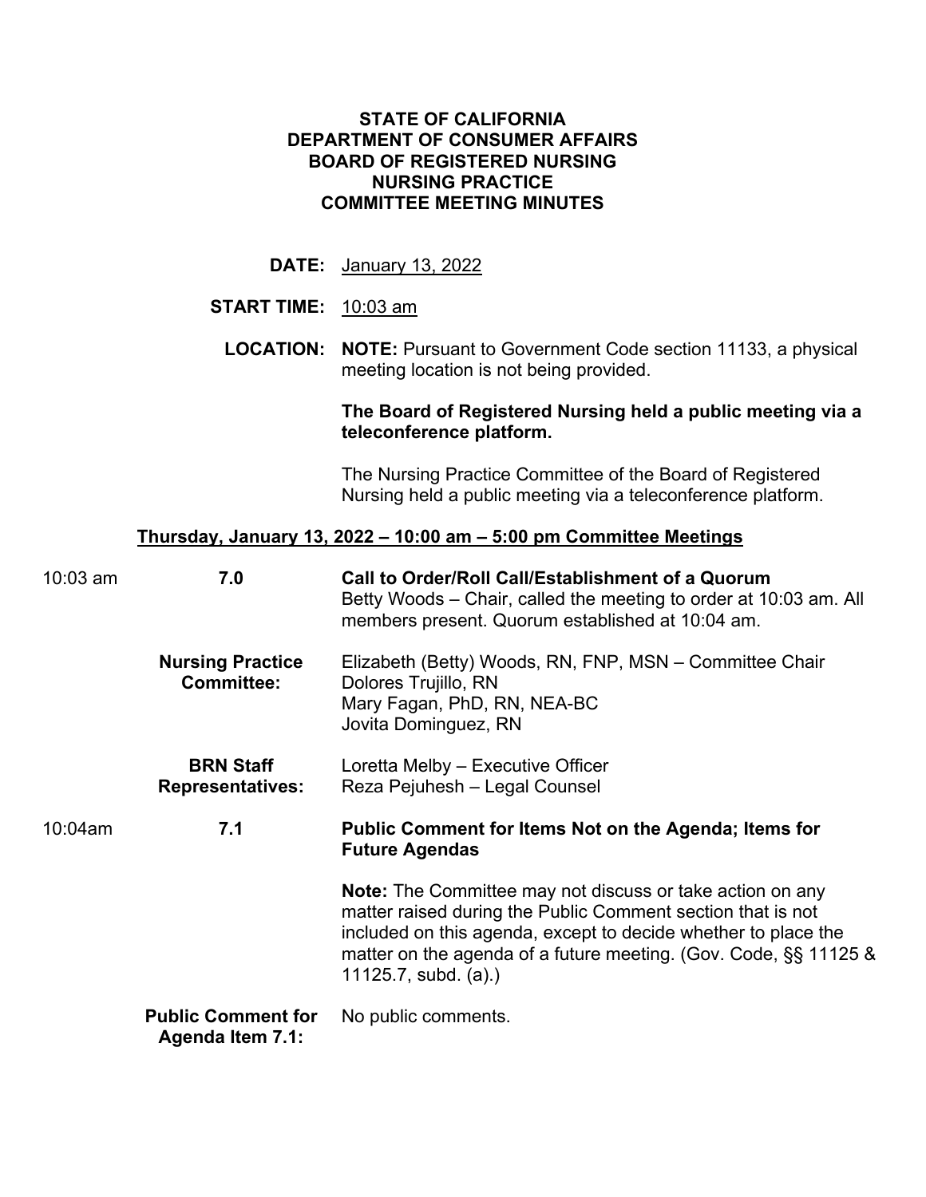# STATE OF CALIFORNIA
# DEPARTMENT OF CONSUMER AFFAIRS
# BOARD OF REGISTERED NURSING
# NURSING PRACTICE
# COMMITTEE MEETING MINUTES

**DATE:** January 13, 2022

**START TIME:** 10:03 am

**LOCATION:** **NOTE:** Pursuant to Government Code section 11133, a physical meeting location is not being provided.

**The Board of Registered Nursing held a public meeting via a teleconference platform.**

The Nursing Practice Committee of the Board of Registered Nursing held a public meeting via a teleconference platform.

## Thursday, January 13, 2022 – 10:00 am – 5:00 pm Committee Meetings

10:03 am **7.0** **Call to Order/Roll Call/Establishment of a Quorum**
Betty Woods – Chair, called the meeting to order at 10:03 am. All members present. Quorum established at 10:04 am.

**Nursing Practice Committee:**
Elizabeth (Betty) Woods, RN, FNP, MSN – Committee Chair
Dolores Trujillo, RN
Mary Fagan, PhD, RN, NEA-BC
Jovita Dominguez, RN

**BRN Staff Representatives:**
Loretta Melby – Executive Officer
Reza Pejuhesh – Legal Counsel

10:04am **7.1** **Public Comment for Items Not on the Agenda; Items for Future Agendas**

**Note:** The Committee may not discuss or take action on any matter raised during the Public Comment section that is not included on this agenda, except to decide whether to place the matter on the agenda of a future meeting. (Gov. Code, §§ 11125 & 11125.7, subd. (a).)

**Public Comment for Agenda Item 7.1:** No public comments.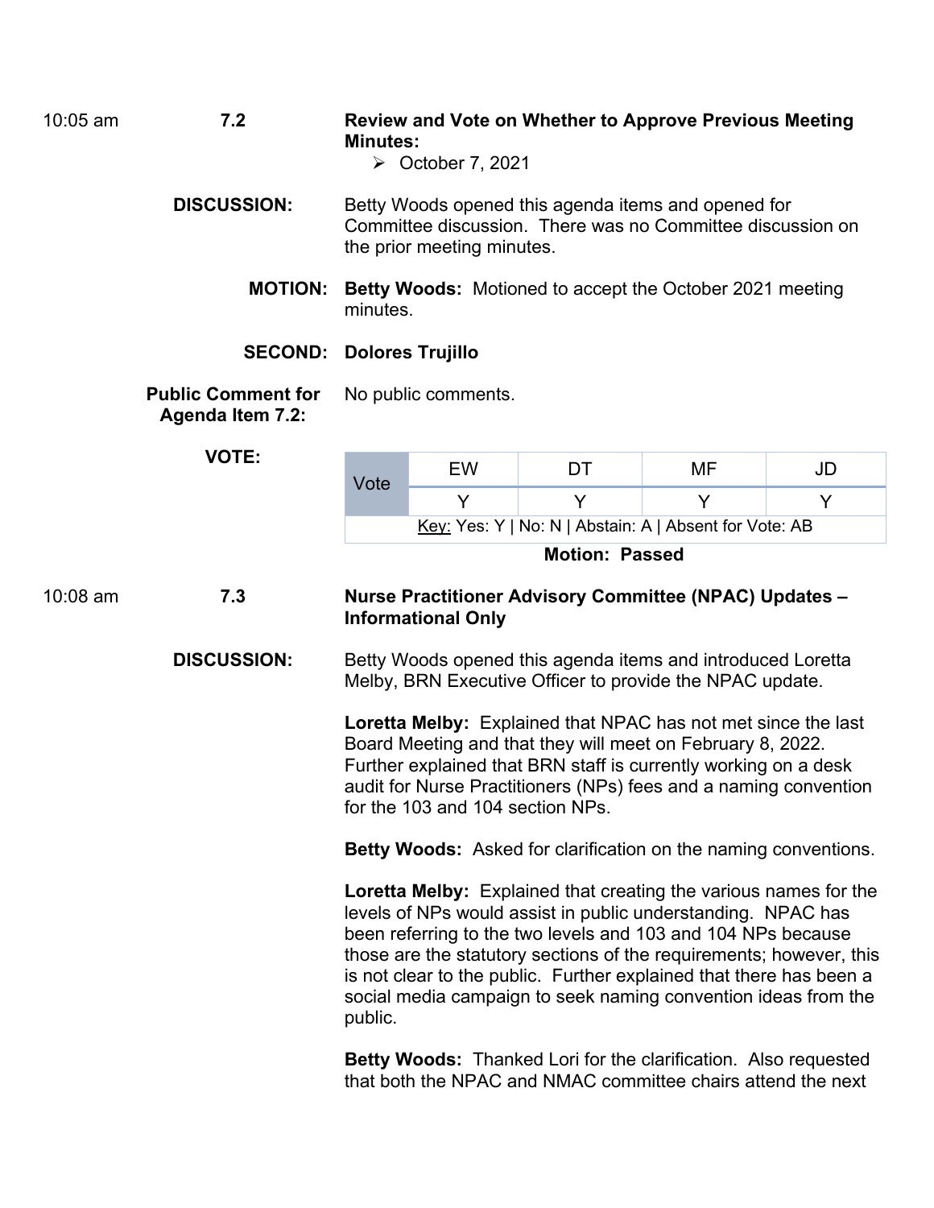10:05 am **7.2** **Review and Vote on Whether to Approve Previous Meeting Minutes:**

- October 7, 2021

**DISCUSSION:** Betty Woods opened this agenda items and opened for Committee discussion. There was no Committee discussion on the prior meeting minutes.

**MOTION:** **Betty Woods:** Motioned to accept the October 2021 meeting minutes.

**SECOND:** **Dolores Trujillo**

**Public Comment for Agenda Item 7.2:** No public comments.

**VOTE:**

| Vote | EW | DT | MF | JD |
|---|---|---|---|---|
| | Y | Y | Y | Y |
| Key: Yes: Y \| No: N \| Abstain: A \| Absent for Vote: AB | | | | |

**Motion: Passed**

10:08 am **7.3** **Nurse Practitioner Advisory Committee (NPAC) Updates – Informational Only**

**DISCUSSION:** Betty Woods opened this agenda items and introduced Loretta Melby, BRN Executive Officer to provide the NPAC update.

**Loretta Melby:** Explained that NPAC has not met since the last Board Meeting and that they will meet on February 8, 2022. Further explained that BRN staff is currently working on a desk audit for Nurse Practitioners (NPs) fees and a naming convention for the 103 and 104 section NPs.

**Betty Woods:** Asked for clarification on the naming conventions.

**Loretta Melby:** Explained that creating the various names for the levels of NPs would assist in public understanding. NPAC has been referring to the two levels and 103 and 104 NPs because those are the statutory sections of the requirements; however, this is not clear to the public. Further explained that there has been a social media campaign to seek naming convention ideas from the public.

**Betty Woods:** Thanked Lori for the clarification. Also requested that both the NPAC and NMAC committee chairs attend the next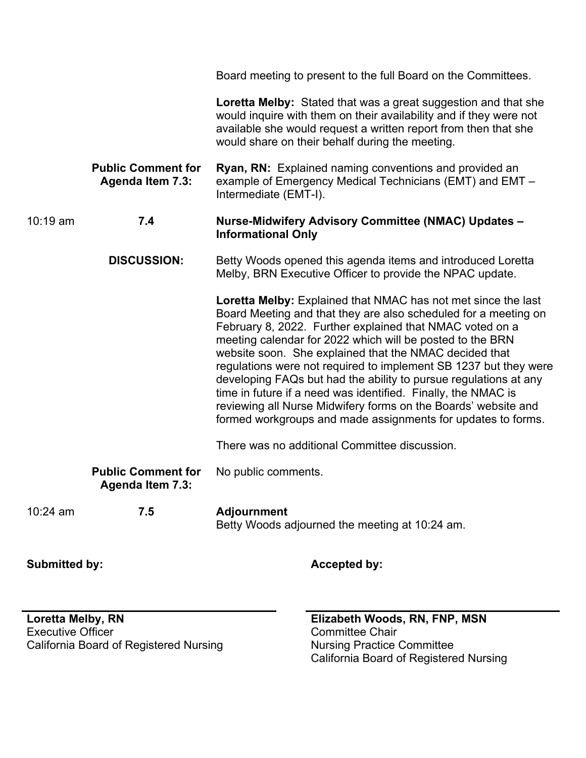Board meeting to present to the full Board on the Committees.

**Loretta Melby:** Stated that was a great suggestion and that she would inquire with them on their availability and if they were not available she would request a written report from then that she would share on their behalf during the meeting.

**Public Comment for Agenda Item 7.3:**

**Ryan, RN:** Explained naming conventions and provided an example of Emergency Medical Technicians (EMT) and EMT – Intermediate (EMT-I).

10:19 am **7.4** **Nurse-Midwifery Advisory Committee (NMAC) Updates – Informational Only**

**DISCUSSION:**

Betty Woods opened this agenda items and introduced Loretta Melby, BRN Executive Officer to provide the NPAC update.

**Loretta Melby:** Explained that NMAC has not met since the last Board Meeting and that they are also scheduled for a meeting on February 8, 2022. Further explained that NMAC voted on a meeting calendar for 2022 which will be posted to the BRN website soon. She explained that the NMAC decided that regulations were not required to implement SB 1237 but they were developing FAQs but had the ability to pursue regulations at any time in future if a need was identified. Finally, the NMAC is reviewing all Nurse Midwifery forms on the Boards' website and formed workgroups and made assignments for updates to forms.

There was no additional Committee discussion.

**Public Comment for Agenda Item 7.3:**

No public comments.

10:24 am **7.5** **Adjournment**

Betty Woods adjourned the meeting at 10:24 am.

**Submitted by:**

**Loretta Melby, RN**
Executive Officer
California Board of Registered Nursing

**Accepted by:**

**Elizabeth Woods, RN, FNP, MSN**
Committee Chair
Nursing Practice Committee
California Board of Registered Nursing